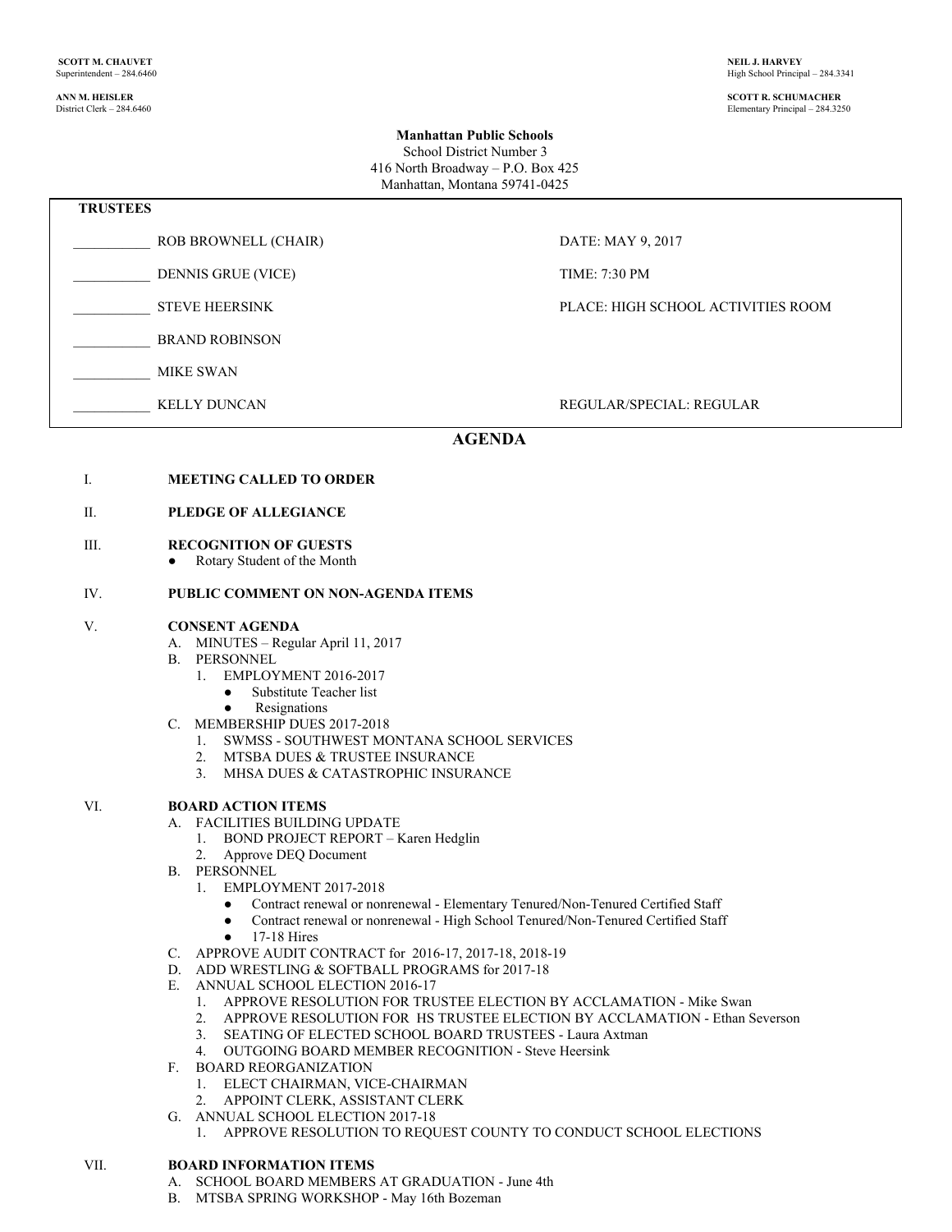**SCOTT M. CHAUVET**
Superintendent – 284.6460

**ANN M. HEISLER**
District Clerk – 284.6460

**NEIL J. HARVEY**
High School Principal – 284.3341

**SCOTT R. SCHUMACHER**
Elementary Principal – 284.3250

**Manhattan Public Schools**
School District Number 3
416 North Broadway – P.O. Box 425
Manhattan, Montana 59741-0425

| **TRUSTEES** | |
|---|---|
| ___________ ROB BROWNELL (CHAIR) | DATE: MAY 9, 2017 |
| ___________ DENNIS GRUE (VICE) | TIME: 7:30 PM |
| ___________ STEVE HEERSINK | PLACE: HIGH SCHOOL ACTIVITIES ROOM |
| ___________ BRAND ROBINSON | |
| ___________ MIKE SWAN | |
| ___________ KELLY DUNCAN | REGULAR/SPECIAL: REGULAR |

## AGENDA

I. **MEETING CALLED TO ORDER**

II. **PLEDGE OF ALLEGIANCE**

III. **RECOGNITION OF GUESTS**
- Rotary Student of the Month

IV. **PUBLIC COMMENT ON NON-AGENDA ITEMS**

V. **CONSENT AGENDA**
  - A. MINUTES – Regular April 11, 2017
  - B. PERSONNEL
    1. EMPLOYMENT 2016-2017
       - Substitute Teacher list
       - Resignations
  - C. MEMBERSHIP DUES 2017-2018
    1. SWMSS - SOUTHWEST MONTANA SCHOOL SERVICES
    2. MTSBA DUES & TRUSTEE INSURANCE
    3. MHSA DUES & CATASTROPHIC INSURANCE

VI. **BOARD ACTION ITEMS**
  - A. FACILITIES BUILDING UPDATE
    1. BOND PROJECT REPORT – Karen Hedglin
    2. Approve DEQ Document
  - B. PERSONNEL
    1. EMPLOYMENT 2017-2018
       - Contract renewal or nonrenewal - Elementary Tenured/Non-Tenured Certified Staff
       - Contract renewal or nonrenewal - High School Tenured/Non-Tenured Certified Staff
       - 17-18 Hires
  - C. APPROVE AUDIT CONTRACT for 2016-17, 2017-18, 2018-19
  - D. ADD WRESTLING & SOFTBALL PROGRAMS for 2017-18
  - E. ANNUAL SCHOOL ELECTION 2016-17
    1. APPROVE RESOLUTION FOR TRUSTEE ELECTION BY ACCLAMATION - Mike Swan
    2. APPROVE RESOLUTION FOR HS TRUSTEE ELECTION BY ACCLAMATION - Ethan Severson
    3. SEATING OF ELECTED SCHOOL BOARD TRUSTEES - Laura Axtman
    4. OUTGOING BOARD MEMBER RECOGNITION - Steve Heersink
  - F. BOARD REORGANIZATION
    1. ELECT CHAIRMAN, VICE-CHAIRMAN
    2. APPOINT CLERK, ASSISTANT CLERK
  - G. ANNUAL SCHOOL ELECTION 2017-18
    1. APPROVE RESOLUTION TO REQUEST COUNTY TO CONDUCT SCHOOL ELECTIONS

VII. **BOARD INFORMATION ITEMS**
  - A. SCHOOL BOARD MEMBERS AT GRADUATION - June 4th
  - B. MTSBA SPRING WORKSHOP - May 16th Bozeman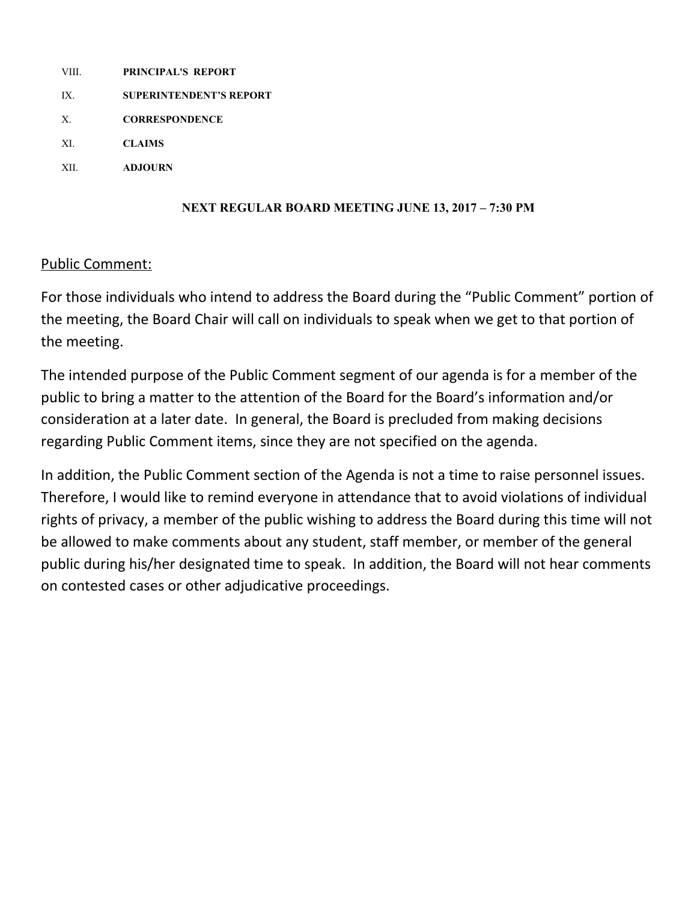VIII. **PRINCIPAL'S REPORT**

IX. **SUPERINTENDENT'S REPORT**

X. **CORRESPONDENCE**

XI. **CLAIMS**

XII. **ADJOURN**

**NEXT REGULAR BOARD MEETING JUNE 13, 2017 – 7:30 PM**

<u>Public Comment:</u>

For those individuals who intend to address the Board during the "Public Comment" portion of the meeting, the Board Chair will call on individuals to speak when we get to that portion of the meeting.

The intended purpose of the Public Comment segment of our agenda is for a member of the public to bring a matter to the attention of the Board for the Board's information and/or consideration at a later date. In general, the Board is precluded from making decisions regarding Public Comment items, since they are not specified on the agenda.

In addition, the Public Comment section of the Agenda is not a time to raise personnel issues. Therefore, I would like to remind everyone in attendance that to avoid violations of individual rights of privacy, a member of the public wishing to address the Board during this time will not be allowed to make comments about any student, staff member, or member of the general public during his/her designated time to speak. In addition, the Board will not hear comments on contested cases or other adjudicative proceedings.